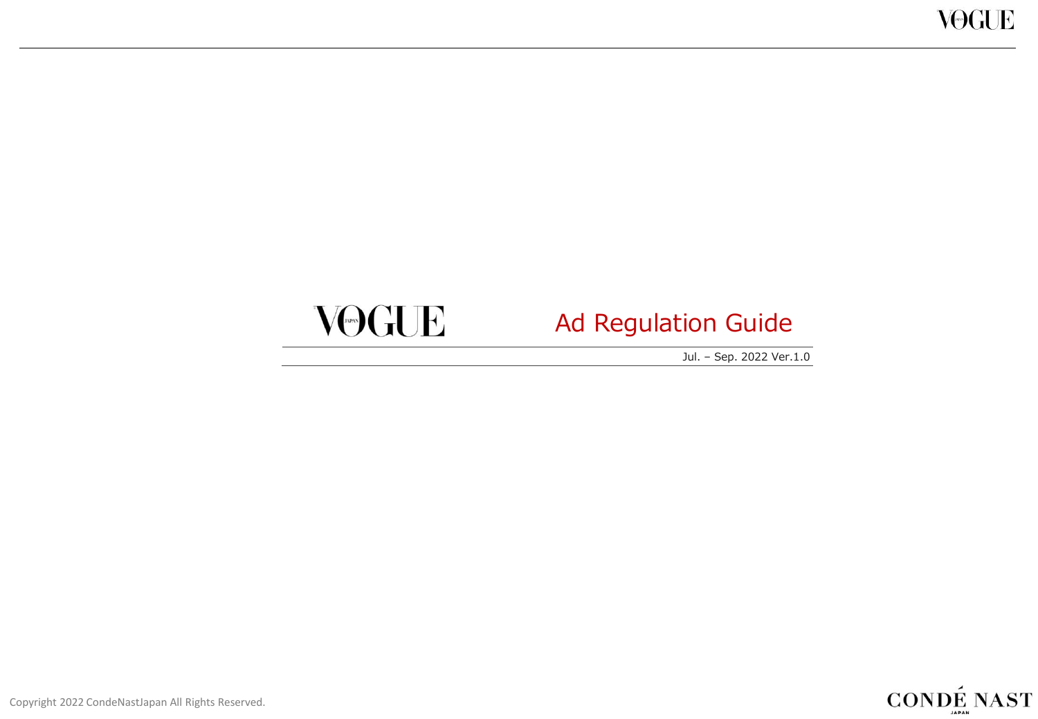VOGUE

# Ad Regulation Guide

Jul. – Sep. 2022 Ver.1.0

Copyright 2022 CondeNastJapan All Rights Reserved.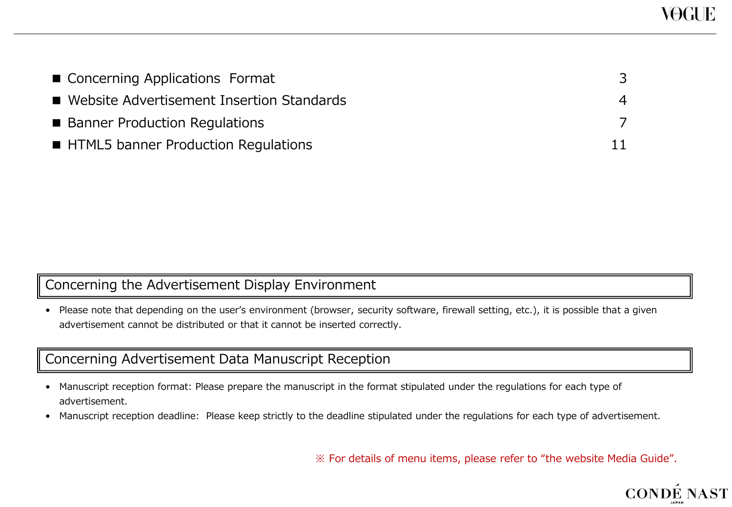| | |
|---|---|
| ■ Concerning Applications Format | 3 |
| ■ Website Advertisement Insertion Standards | 4 |
| ■ Banner Production Regulations | 7 |
| ■ HTML5 banner Production Regulations | 11 |

## Concerning the Advertisement Display Environment

- Please note that depending on the user's environment (browser, security software, firewall setting, etc.), it is possible that a given advertisement cannot be distributed or that it cannot be inserted correctly.

## Concerning Advertisement Data Manuscript Reception

- Manuscript reception format: Please prepare the manuscript in the format stipulated under the regulations for each type of advertisement.
- Manuscript reception deadline: Please keep strictly to the deadline stipulated under the regulations for each type of advertisement.

※ For details of menu items, please refer to "the website Media Guide".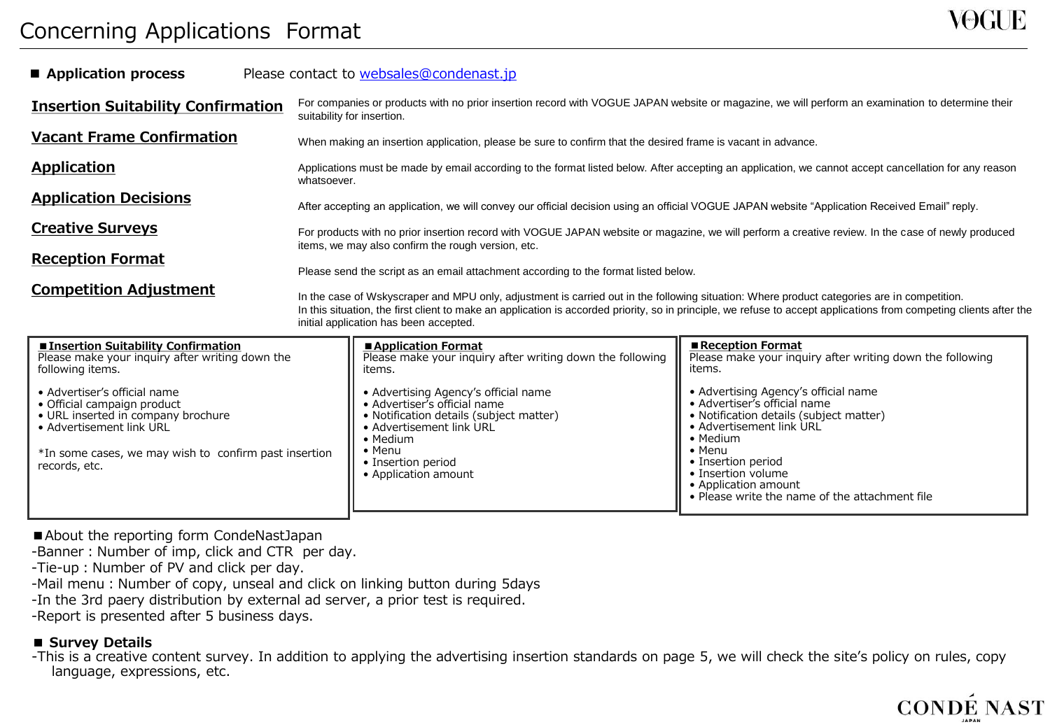# Concerning Applications Format

■ **Application process** Please contact to websales@condenast.jp

**Insertion Suitability Confirmation**

For companies or products with no prior insertion record with VOGUE JAPAN website or magazine, we will perform an examination to determine their suitability for insertion.

**Vacant Frame Confirmation**

When making an insertion application, please be sure to confirm that the desired frame is vacant in advance.

**Application**

Applications must be made by email according to the format listed below. After accepting an application, we cannot accept cancellation for any reason whatsoever.

**Application Decisions**

After accepting an application, we will convey our official decision using an official VOGUE JAPAN website "Application Received Email" reply.

**Creative Surveys**

For products with no prior insertion record with VOGUE JAPAN website or magazine, we will perform a creative review. In the case of newly produced items, we may also confirm the rough version, etc.

**Reception Format**

Please send the script as an email attachment according to the format listed below.

**Competition Adjustment**

In the case of Wskyscraper and MPU only, adjustment is carried out in the following situation: Where product categories are in competition.
In this situation, the first client to make an application is accorded priority, so in principle, we refuse to accept applications from competing clients after the initial application has been accepted.

**■Insertion Suitability Confirmation**

Please make your inquiry after writing down the following items.

- Advertiser's official name
- Official campaign product
- URL inserted in company brochure
- Advertisement link URL

*In some cases, we may wish to confirm past insertion records, etc.

**■Application Format**

Please make your inquiry after writing down the following items.

- Advertising Agency's official name
- Advertiser's official name
- Notification details (subject matter)
- Advertisement link URL
- Medium
- Menu
- Insertion period
- Application amount

**■Reception Format**

Please make your inquiry after writing down the following items.

- Advertising Agency's official name
- Advertiser's official name
- Notification details (subject matter)
- Advertisement link URL
- Medium
- Menu
- Insertion period
- Insertion volume
- Application amount
- Please write the name of the attachment file

■About the reporting form CondeNastJapan

-Banner : Number of imp, click and CTR per day.
-Tie-up : Number of PV and click per day.
-Mail menu : Number of copy, unseal and click on linking button during 5days
-In the 3rd paery distribution by external ad server, a prior test is required.
-Report is presented after 5 business days.

■ **Survey Details**

-This is a creative content survey. In addition to applying the advertising insertion standards on page 5, we will check the site's policy on rules, copy language, expressions, etc.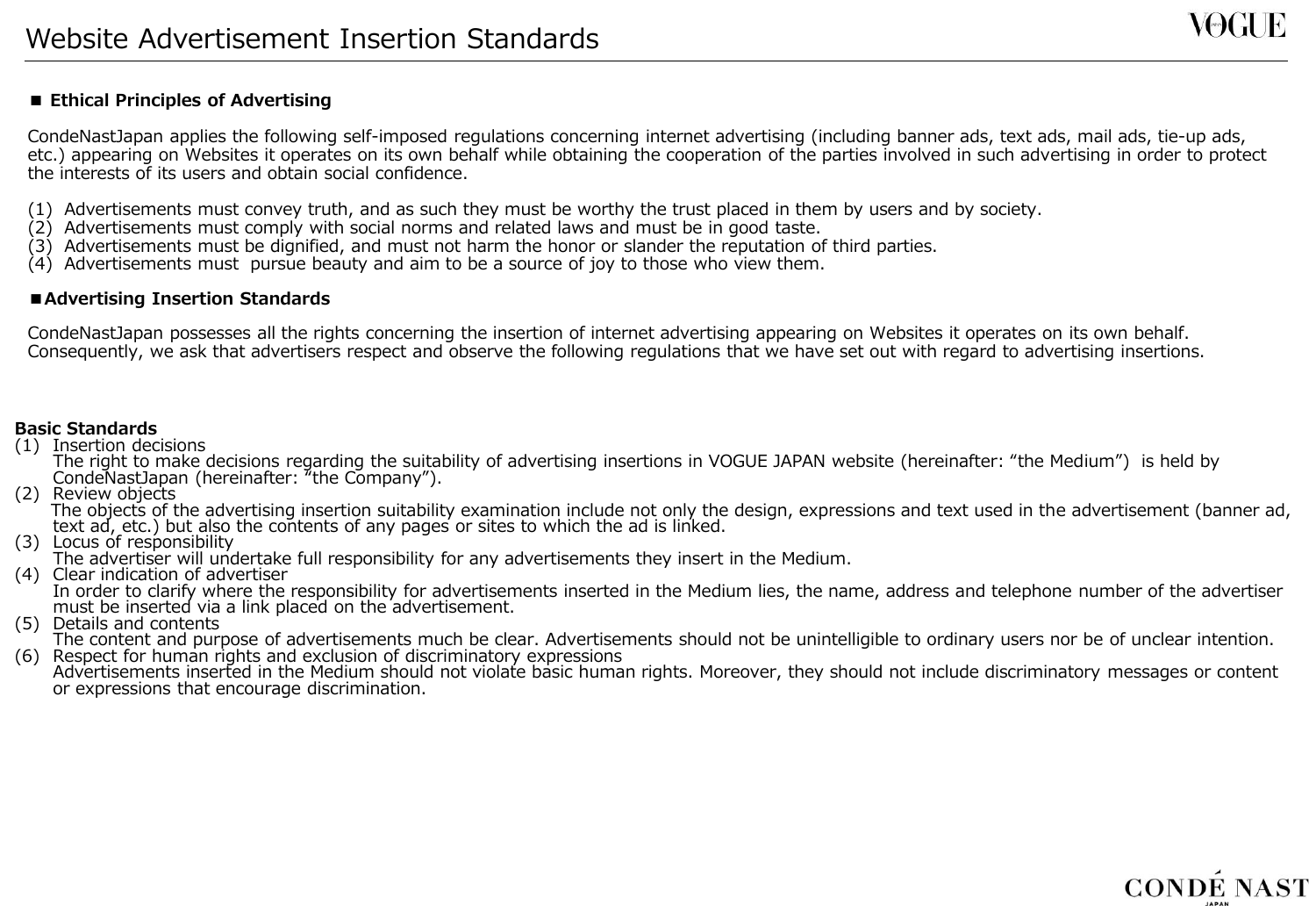# Website Advertisement Insertion Standards

## ■ Ethical Principles of Advertising

CondeNastJapan applies the following self-imposed regulations concerning internet advertising (including banner ads, text ads, mail ads, tie-up ads, etc.) appearing on Websites it operates on its own behalf while obtaining the cooperation of the parties involved in such advertising in order to protect the interests of its users and obtain social confidence.

(1) Advertisements must convey truth, and as such they must be worthy the trust placed in them by users and by society.
(2) Advertisements must comply with social norms and related laws and must be in good taste.
(3) Advertisements must be dignified, and must not harm the honor or slander the reputation of third parties.
(4) Advertisements must pursue beauty and aim to be a source of joy to those who view them.

## ■Advertising Insertion Standards

CondeNastJapan possesses all the rights concerning the insertion of internet advertising appearing on Websites it operates on its own behalf. Consequently, we ask that advertisers respect and observe the following regulations that we have set out with regard to advertising insertions.

**Basic Standards**

(1) Insertion decisions
The right to make decisions regarding the suitability of advertising insertions in VOGUE JAPAN website (hereinafter: "the Medium") is held by CondeNastJapan (hereinafter: "the Company").

(2) Review objects
The objects of the advertising insertion suitability examination include not only the design, expressions and text used in the advertisement (banner ad, text ad, etc.) but also the contents of any pages or sites to which the ad is linked.

(3) Locus of responsibility
The advertiser will undertake full responsibility for any advertisements they insert in the Medium.

(4) Clear indication of advertiser
In order to clarify where the responsibility for advertisements inserted in the Medium lies, the name, address and telephone number of the advertiser must be inserted via a link placed on the advertisement.

(5) Details and contents
The content and purpose of advertisements much be clear. Advertisements should not be unintelligible to ordinary users nor be of unclear intention.

(6) Respect for human rights and exclusion of discriminatory expressions
Advertisements inserted in the Medium should not violate basic human rights. Moreover, they should not include discriminatory messages or content or expressions that encourage discrimination.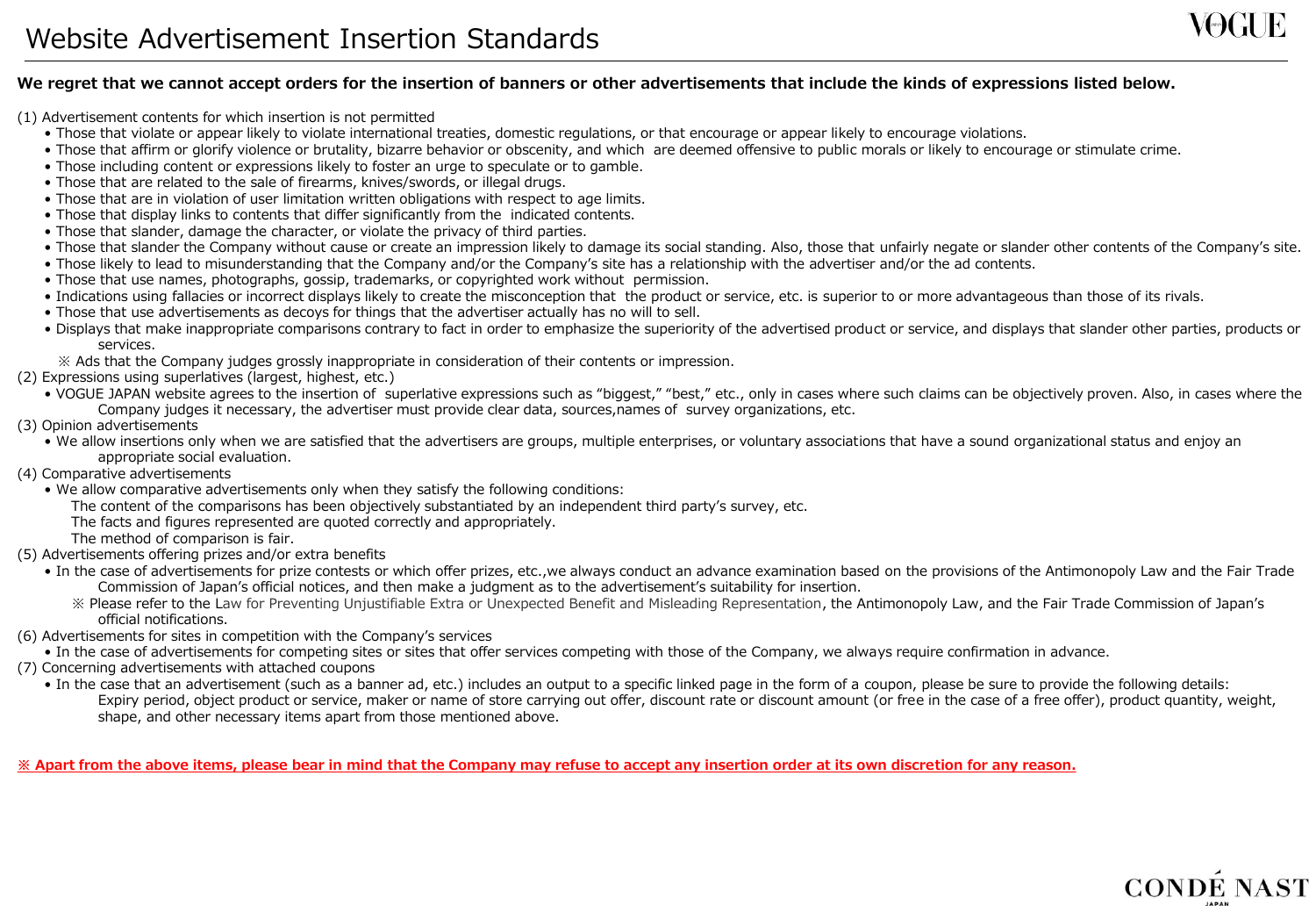# Website Advertisement Insertion Standards

**We regret that we cannot accept orders for the insertion of banners or other advertisements that include the kinds of expressions listed below.**

(1) Advertisement contents for which insertion is not permitted

- Those that violate or appear likely to violate international treaties, domestic regulations, or that encourage or appear likely to encourage violations.
- Those that affirm or glorify violence or brutality, bizarre behavior or obscenity, and which are deemed offensive to public morals or likely to encourage or stimulate crime.
- Those including content or expressions likely to foster an urge to speculate or to gamble.
- Those that are related to the sale of firearms, knives/swords, or illegal drugs.
- Those that are in violation of user limitation written obligations with respect to age limits.
- Those that display links to contents that differ significantly from the indicated contents.
- Those that slander, damage the character, or violate the privacy of third parties.
- Those that slander the Company without cause or create an impression likely to damage its social standing. Also, those that unfairly negate or slander other contents of the Company's site.
- Those likely to lead to misunderstanding that the Company and/or the Company's site has a relationship with the advertiser and/or the ad contents.
- Those that use names, photographs, gossip, trademarks, or copyrighted work without permission.
- Indications using fallacies or incorrect displays likely to create the misconception that the product or service, etc. is superior to or more advantageous than those of its rivals.
- Those that use advertisements as decoys for things that the advertiser actually has no will to sell.
- Displays that make inappropriate comparisons contrary to fact in order to emphasize the superiority of the advertised product or service, and displays that slander other parties, products or services.

※ Ads that the Company judges grossly inappropriate in consideration of their contents or impression.

(2) Expressions using superlatives (largest, highest, etc.)

- VOGUE JAPAN website agrees to the insertion of superlative expressions such as "biggest," "best," etc., only in cases where such claims can be objectively proven. Also, in cases where the Company judges it necessary, the advertiser must provide clear data, sources,names of survey organizations, etc.

(3) Opinion advertisements

- We allow insertions only when we are satisfied that the advertisers are groups, multiple enterprises, or voluntary associations that have a sound organizational status and enjoy an appropriate social evaluation.

(4) Comparative advertisements

- We allow comparative advertisements only when they satisfy the following conditions:
  The content of the comparisons has been objectively substantiated by an independent third party's survey, etc.
  The facts and figures represented are quoted correctly and appropriately.
  The method of comparison is fair.

(5) Advertisements offering prizes and/or extra benefits

- In the case of advertisements for prize contests or which offer prizes, etc.,we always conduct an advance examination based on the provisions of the Antimonopoly Law and the Fair Trade Commission of Japan's official notices, and then make a judgment as to the advertisement's suitability for insertion.
  ※ Please refer to the Law for Preventing Unjustifiable Extra or Unexpected Benefit and Misleading Representation, the Antimonopoly Law, and the Fair Trade Commission of Japan's official notifications.

(6) Advertisements for sites in competition with the Company's services

- In the case of advertisements for competing sites or sites that offer services competing with those of the Company, we always require confirmation in advance.

(7) Concerning advertisements with attached coupons

- In the case that an advertisement (such as a banner ad, etc.) includes an output to a specific linked page in the form of a coupon, please be sure to provide the following details:
  Expiry period, object product or service, maker or name of store carrying out offer, discount rate or discount amount (or free in the case of a free offer), product quantity, weight, shape, and other necessary items apart from those mentioned above.

**※ Apart from the above items, please bear in mind that the Company may refuse to accept any insertion order at its own discretion for any reason.**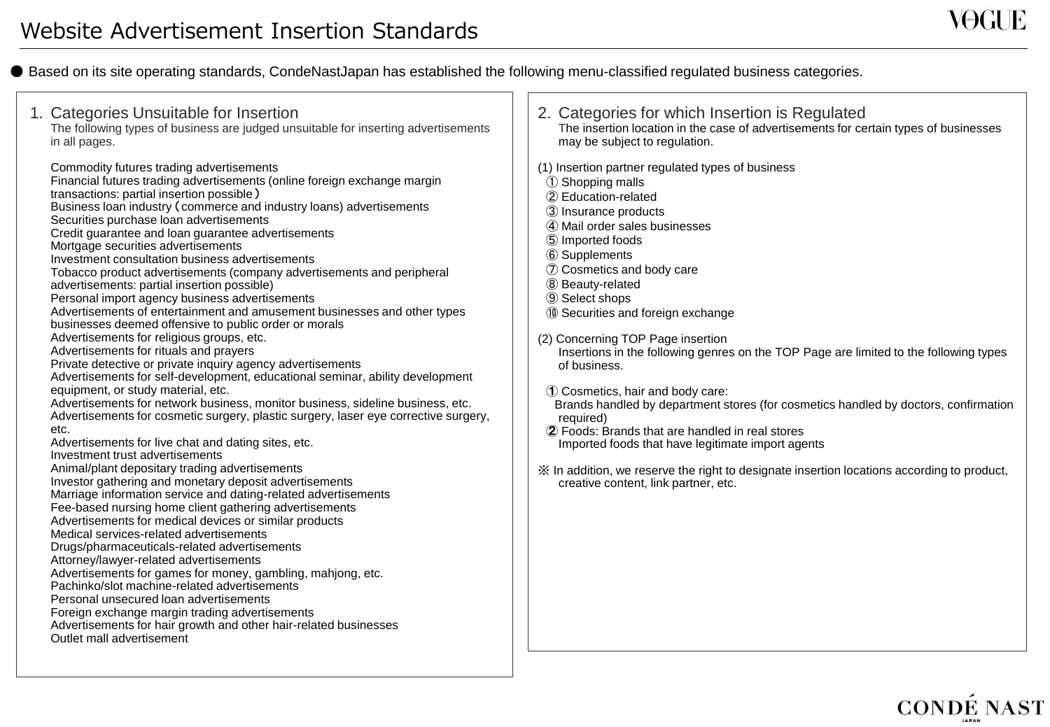# Website Advertisement Insertion Standards

● Based on its site operating standards, CondeNastJapan has established the following menu-classified regulated business categories.

## 1. Categories Unsuitable for Insertion

The following types of business are judged unsuitable for inserting advertisements in all pages.

Commodity futures trading advertisements
Financial futures trading advertisements (online foreign exchange margin transactions: partial insertion possible）
Business loan industry（commerce and industry loans) advertisements
Securities purchase loan advertisements
Credit guarantee and loan guarantee advertisements
Mortgage securities advertisements
Investment consultation business advertisements
Tobacco product advertisements (company advertisements and peripheral advertisements: partial insertion possible)
Personal import agency business advertisements
Advertisements of entertainment and amusement businesses and other types businesses deemed offensive to public order or morals
Advertisements for religious groups, etc.
Advertisements for rituals and prayers
Private detective or private inquiry agency advertisements
Advertisements for self-development, educational seminar, ability development equipment, or study material, etc.
Advertisements for network business, monitor business, sideline business, etc.
Advertisements for cosmetic surgery, plastic surgery, laser eye corrective surgery, etc.
Advertisements for live chat and dating sites, etc.
Investment trust advertisements
Animal/plant depositary trading advertisements
Investor gathering and monetary deposit advertisements
Marriage information service and dating-related advertisements
Fee-based nursing home client gathering advertisements
Advertisements for medical devices or similar products
Medical services-related advertisements
Drugs/pharmaceuticals-related advertisements
Attorney/lawyer-related advertisements
Advertisements for games for money, gambling, mahjong, etc.
Pachinko/slot machine-related advertisements
Personal unsecured loan advertisements
Foreign exchange margin trading advertisements
Advertisements for hair growth and other hair-related businesses
Outlet mall advertisement

## 2. Categories for which Insertion is Regulated

The insertion location in the case of advertisements for certain types of businesses may be subject to regulation.

(1) Insertion partner regulated types of business

① Shopping malls
② Education-related
③ Insurance products
④ Mail order sales businesses
⑤ Imported foods
⑥ Supplements
⑦ Cosmetics and body care
⑧ Beauty-related
⑨ Select shops
⑩ Securities and foreign exchange

(2) Concerning TOP Page insertion

Insertions in the following genres on the TOP Page are limited to the following types of business.

① Cosmetics, hair and body care:
Brands handled by department stores (for cosmetics handled by doctors, confirmation required)
② Foods: Brands that are handled in real stores
Imported foods that have legitimate import agents

※ In addition, we reserve the right to designate insertion locations according to product, creative content, link partner, etc.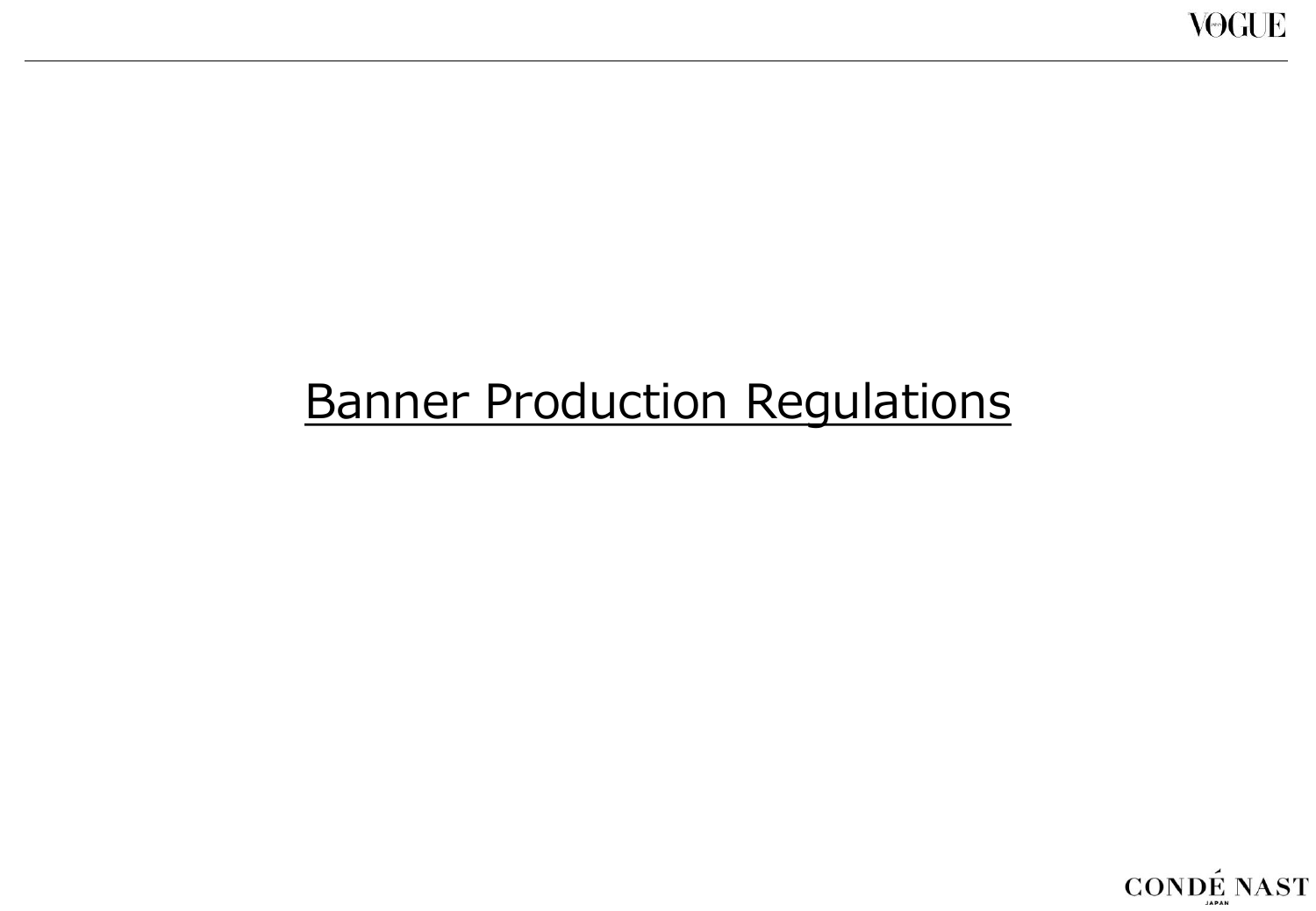# Banner Production Regulations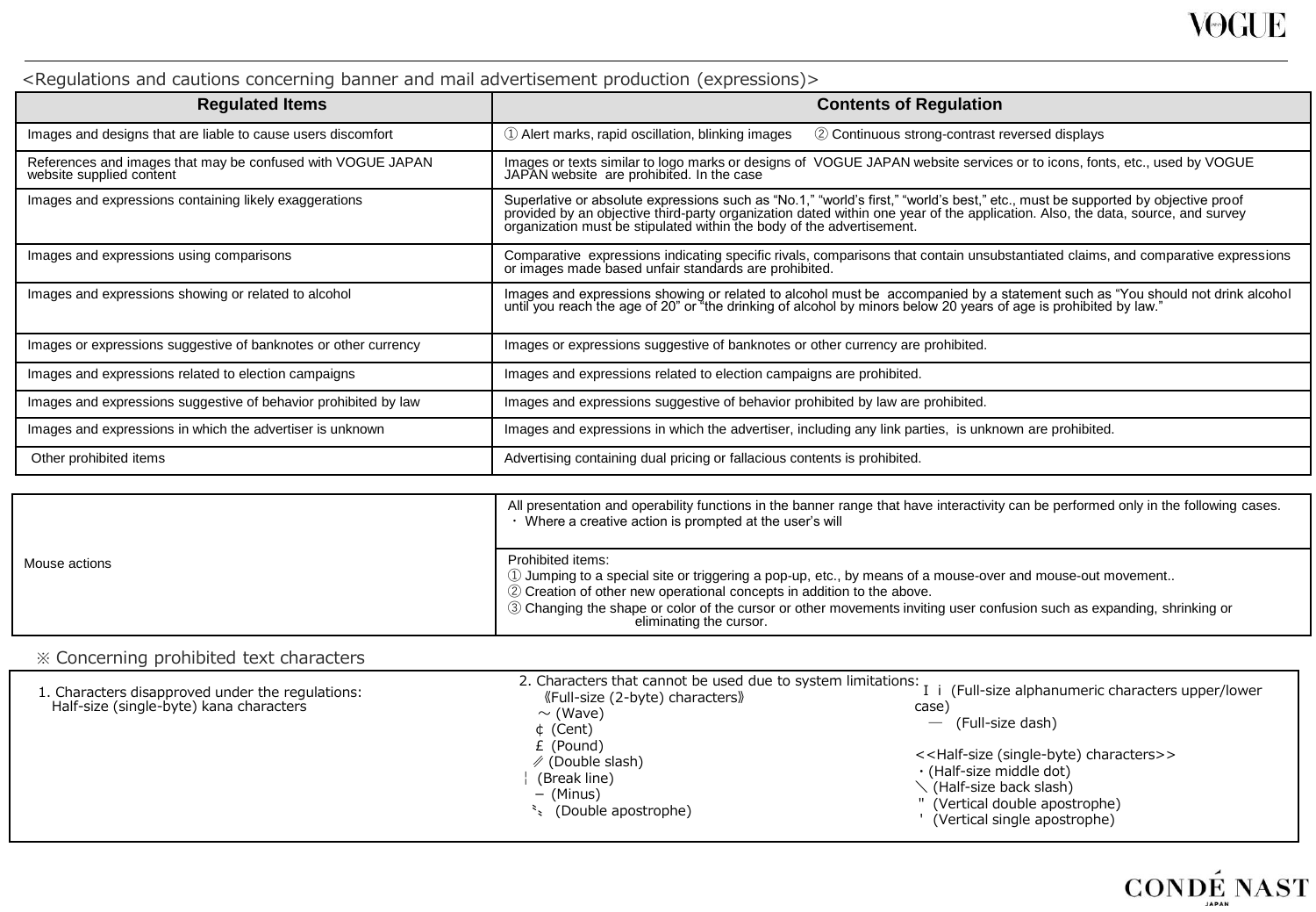<Regulations and cautions concerning banner and mail advertisement production (expressions)>

| Regulated Items | Contents of Regulation |
|---|---|
| Images and designs that are liable to cause users discomfort | ① Alert marks, rapid oscillation, blinking images ② Continuous strong-contrast reversed displays |
| References and images that may be confused with VOGUE JAPAN website supplied content | Images or texts similar to logo marks or designs of VOGUE JAPAN website services or to icons, fonts, etc., used by VOGUE JAPAN website are prohibited. In the case |
| Images and expressions containing likely exaggerations | Superlative or absolute expressions such as "No.1," "world's first," "world's best," etc., must be supported by objective proof provided by an objective third-party organization dated within one year of the application. Also, the data, source, and survey organization must be stipulated within the body of the advertisement. |
| Images and expressions using comparisons | Comparative expressions indicating specific rivals, comparisons that contain unsubstantiated claims, and comparative expressions or images made based unfair standards are prohibited. |
| Images and expressions showing or related to alcohol | Images and expressions showing or related to alcohol must be accompanied by a statement such as "You should not drink alcohol until you reach the age of 20" or "the drinking of alcohol by minors below 20 years of age is prohibited by law." |
| Images or expressions suggestive of banknotes or other currency | Images or expressions suggestive of banknotes or other currency are prohibited. |
| Images and expressions related to election campaigns | Images and expressions related to election campaigns are prohibited. |
| Images and expressions suggestive of behavior prohibited by law | Images and expressions suggestive of behavior prohibited by law are prohibited. |
| Images and expressions in which the advertiser is unknown | Images and expressions in which the advertiser, including any link parties, is unknown are prohibited. |
| Other prohibited items | Advertising containing dual pricing or fallacious contents is prohibited. |

| | |
|---|---|
| Mouse actions | All presentation and operability functions in the banner range that have interactivity can be performed only in the following cases.<br>・ Where a creative action is prompted at the user's will |
| | Prohibited items:<br>① Jumping to a special site or triggering a pop-up, etc., by means of a mouse-over and mouse-out movement..<br>② Creation of other new operational concepts in addition to the above.<br>③ Changing the shape or color of the cursor or other movements inviting user confusion such as expanding, shrinking or eliminating the cursor. |

※ Concerning prohibited text characters

1. Characters disapproved under the regulations:
   Half-size (single-byte) kana characters

2. Characters that cannot be used due to system limitations:

《Full-size (2-byte) characters》
- ～ (Wave)
- ¢ (Cent)
- £ (Pound)
- ⫽ (Double slash)
- ¦ (Break line)
- − (Minus)
- 〝〟 (Double apostrophe)
- Ｉ ｉ (Full-size alphanumeric characters upper/lower case)
- ― (Full-size dash)

<<Half-size (single-byte) characters>>
- ･ (Half-size middle dot)
- ＼ (Half-size back slash)
- " (Vertical double apostrophe)
- ' (Vertical single apostrophe)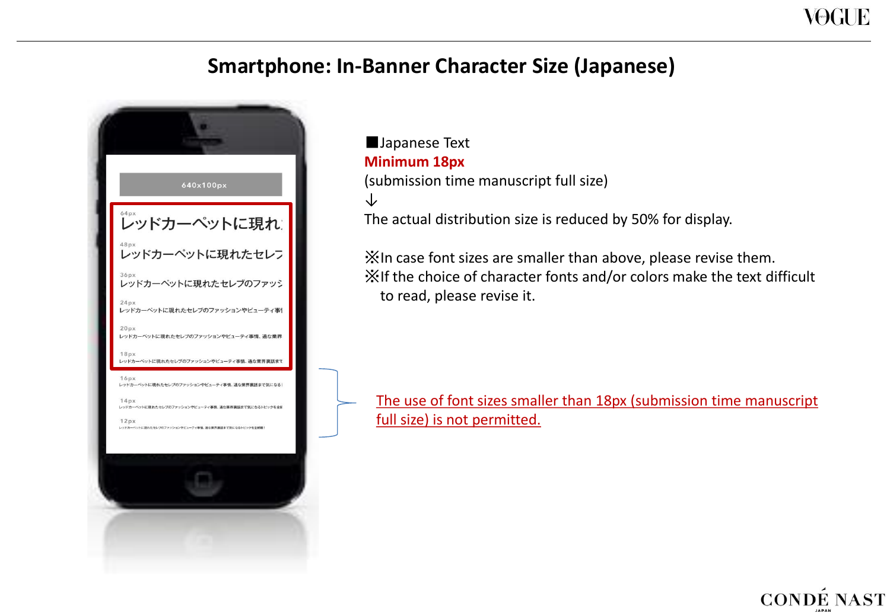# Smartphone: In-Banner Character Size (Japanese)

640x100px

64px
レッドカーペットに現れ

48px
レッドカーペットに現れたセレブ

36px
レッドカーペットに現れたセレブのファッシ

24px
レッドカーペットに現れたセレブのファッションやビューティ事

20px
レッドカーペットに現れたセレブのファッションやビューティ事情、過な業界

18px
レッドカーペットに現れたセレブのファッションやビューティ事情、過な業界裏話まで

16px

14px

12px

■Japanese Text

**Minimum 18px**

(submission time manuscript full size)

↓

The actual distribution size is reduced by 50% for display.

※In case font sizes are smaller than above, please revise them.

※If the choice of character fonts and/or colors make the text difficult to read, please revise it.

The use of font sizes smaller than 18px (submission time manuscript full size) is not permitted.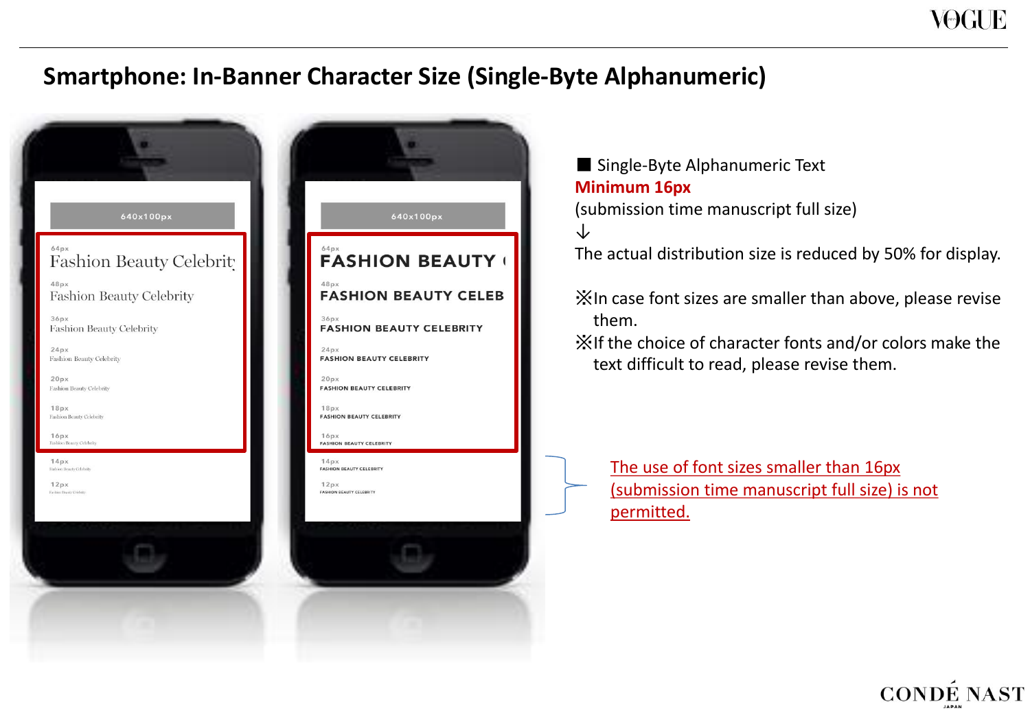# Smartphone: In-Banner Character Size (Single-Byte Alphanumeric)

640x100px

64px
Fashion Beauty Celebrit

48px
Fashion Beauty Celebrity

36px
Fashion Beauty Celebrity

24px
Fashion Beauty Celebrity

20px
Fashion Beauty Celebrity

18px
Fashion Beauty Celebrity

16px
Fashion Beauty Celebrity

14px
Fashion Beauty Celebrity

12px
Fashion Beauty Celebrity

640x100px

64px
FASHION BEAUTY

48px
FASHION BEAUTY CELEB

36px
FASHION BEAUTY CELEBRITY

24px
FASHION BEAUTY CELEBRITY

20px
FASHION BEAUTY CELEBRITY

18px
FASHION BEAUTY CELEBRITY

16px
FASHION BEAUTY CELEBRITY

14px
FASHION BEAUTY CELEBRITY

12px
FASHION BEAUTY CELEBRITY

■ Single-Byte Alphanumeric Text

**Minimum 16px**

(submission time manuscript full size)

↓

The actual distribution size is reduced by 50% for display.

※In case font sizes are smaller than above, please revise them.

※If the choice of character fonts and/or colors make the text difficult to read, please revise them.

The use of font sizes smaller than 16px (submission time manuscript full size) is not permitted.